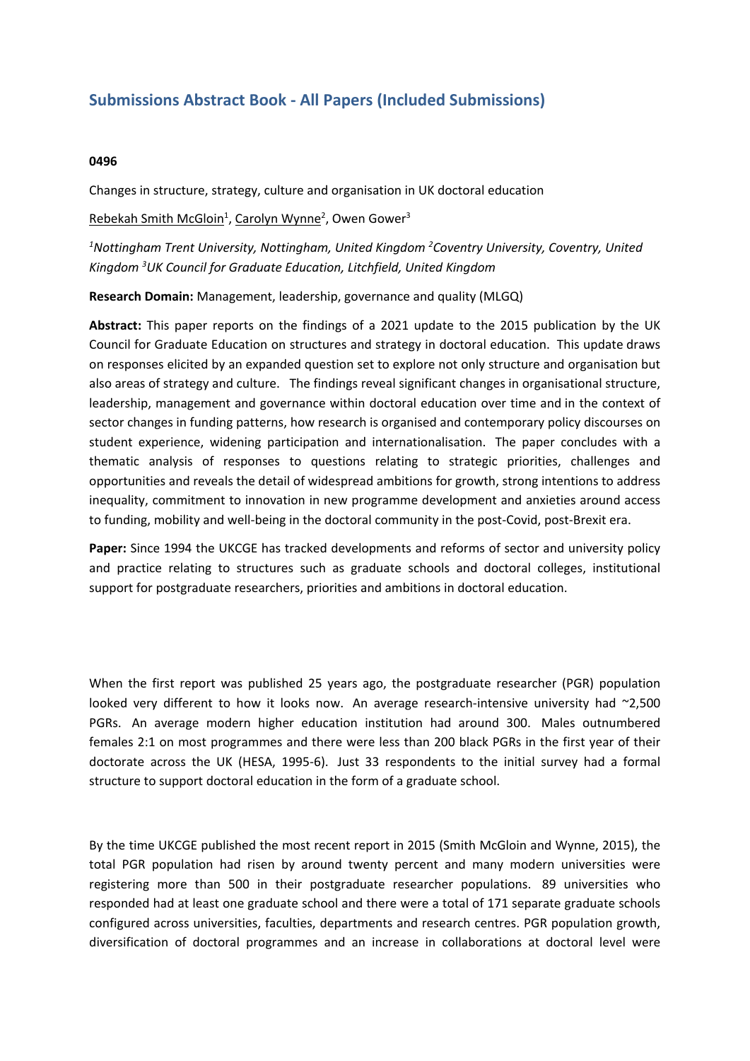# Submissions Abstract Book - All Papers (Included Submissions)

**0496**

Changes in structure, strategy, culture and organisation in UK doctoral education

Rebekah Smith McGloin[1], Carolyn Wynne[2], Owen Gower[3]

*[1]Nottingham Trent University, Nottingham, United Kingdom [2]Coventry University, Coventry, United Kingdom [3]UK Council for Graduate Education, Litchfield, United Kingdom*

**Research Domain:** Management, leadership, governance and quality (MLGQ)

**Abstract:** This paper reports on the findings of a 2021 update to the 2015 publication by the UK Council for Graduate Education on structures and strategy in doctoral education. This update draws on responses elicited by an expanded question set to explore not only structure and organisation but also areas of strategy and culture. The findings reveal significant changes in organisational structure, leadership, management and governance within doctoral education over time and in the context of sector changes in funding patterns, how research is organised and contemporary policy discourses on student experience, widening participation and internationalisation. The paper concludes with a thematic analysis of responses to questions relating to strategic priorities, challenges and opportunities and reveals the detail of widespread ambitions for growth, strong intentions to address inequality, commitment to innovation in new programme development and anxieties around access to funding, mobility and well-being in the doctoral community in the post-Covid, post-Brexit era.

**Paper:** Since 1994 the UKCGE has tracked developments and reforms of sector and university policy and practice relating to structures such as graduate schools and doctoral colleges, institutional support for postgraduate researchers, priorities and ambitions in doctoral education.

When the first report was published 25 years ago, the postgraduate researcher (PGR) population looked very different to how it looks now. An average research-intensive university had ~2,500 PGRs. An average modern higher education institution had around 300. Males outnumbered females 2:1 on most programmes and there were less than 200 black PGRs in the first year of their doctorate across the UK (HESA, 1995-6). Just 33 respondents to the initial survey had a formal structure to support doctoral education in the form of a graduate school.

By the time UKCGE published the most recent report in 2015 (Smith McGloin and Wynne, 2015), the total PGR population had risen by around twenty percent and many modern universities were registering more than 500 in their postgraduate researcher populations. 89 universities who responded had at least one graduate school and there were a total of 171 separate graduate schools configured across universities, faculties, departments and research centres. PGR population growth, diversification of doctoral programmes and an increase in collaborations at doctoral level were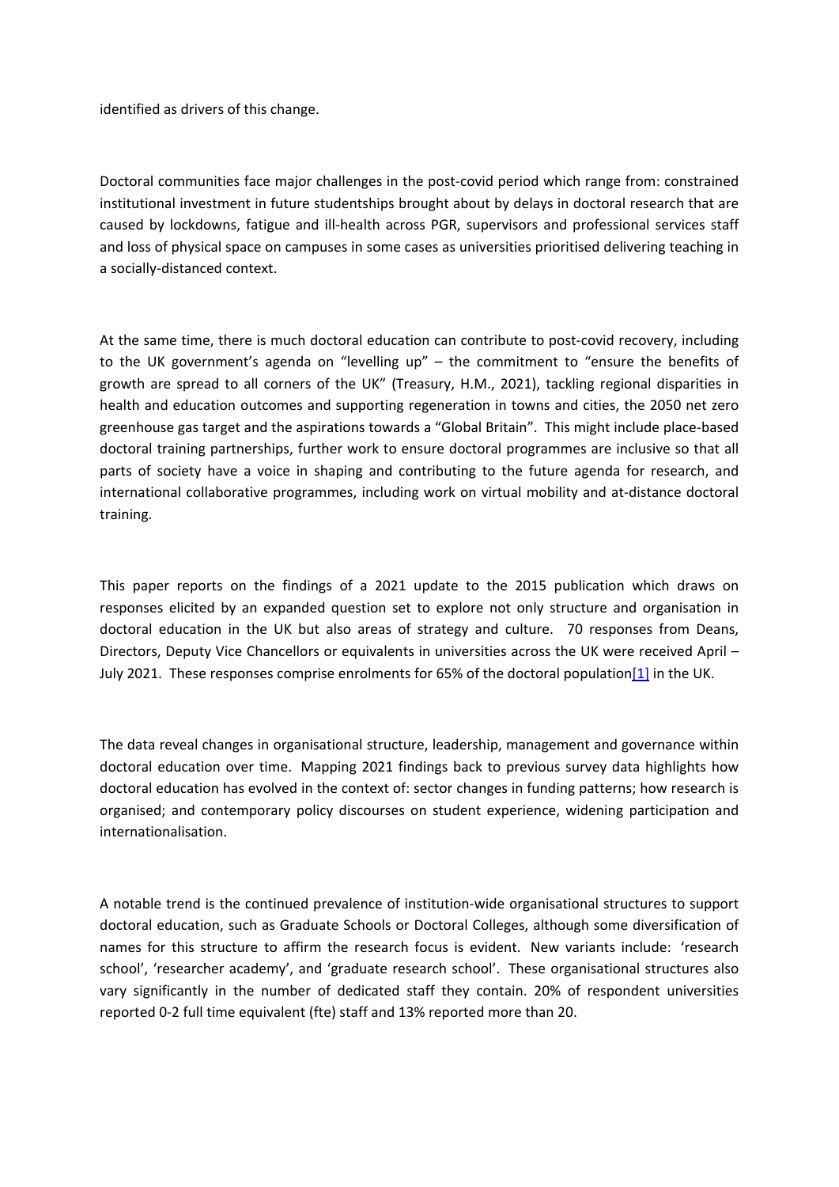identified as drivers of this change.

Doctoral communities face major challenges in the post-covid period which range from: constrained institutional investment in future studentships brought about by delays in doctoral research that are caused by lockdowns, fatigue and ill-health across PGR, supervisors and professional services staff and loss of physical space on campuses in some cases as universities prioritised delivering teaching in a socially-distanced context.

At the same time, there is much doctoral education can contribute to post-covid recovery, including to the UK government's agenda on "levelling up" – the commitment to "ensure the benefits of growth are spread to all corners of the UK" (Treasury, H.M., 2021), tackling regional disparities in health and education outcomes and supporting regeneration in towns and cities, the 2050 net zero greenhouse gas target and the aspirations towards a "Global Britain". This might include place-based doctoral training partnerships, further work to ensure doctoral programmes are inclusive so that all parts of society have a voice in shaping and contributing to the future agenda for research, and international collaborative programmes, including work on virtual mobility and at-distance doctoral training.

This paper reports on the findings of a 2021 update to the 2015 publication which draws on responses elicited by an expanded question set to explore not only structure and organisation in doctoral education in the UK but also areas of strategy and culture. 70 responses from Deans, Directors, Deputy Vice Chancellors or equivalents in universities across the UK were received April – July 2021. These responses comprise enrolments for 65% of the doctoral population[1] in the UK.

The data reveal changes in organisational structure, leadership, management and governance within doctoral education over time. Mapping 2021 findings back to previous survey data highlights how doctoral education has evolved in the context of: sector changes in funding patterns; how research is organised; and contemporary policy discourses on student experience, widening participation and internationalisation.

A notable trend is the continued prevalence of institution-wide organisational structures to support doctoral education, such as Graduate Schools or Doctoral Colleges, although some diversification of names for this structure to affirm the research focus is evident. New variants include: 'research school', 'researcher academy', and 'graduate research school'. These organisational structures also vary significantly in the number of dedicated staff they contain. 20% of respondent universities reported 0-2 full time equivalent (fte) staff and 13% reported more than 20.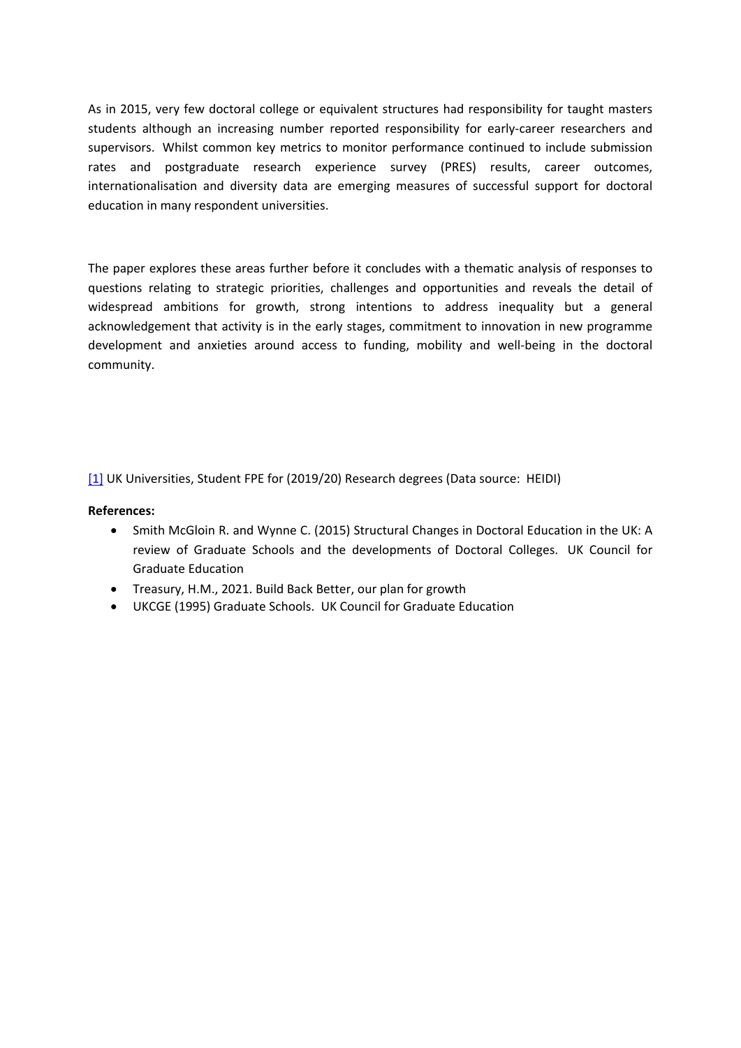As in 2015, very few doctoral college or equivalent structures had responsibility for taught masters students although an increasing number reported responsibility for early-career researchers and supervisors. Whilst common key metrics to monitor performance continued to include submission rates and postgraduate research experience survey (PRES) results, career outcomes, internationalisation and diversity data are emerging measures of successful support for doctoral education in many respondent universities.

The paper explores these areas further before it concludes with a thematic analysis of responses to questions relating to strategic priorities, challenges and opportunities and reveals the detail of widespread ambitions for growth, strong intentions to address inequality but a general acknowledgement that activity is in the early stages, commitment to innovation in new programme development and anxieties around access to funding, mobility and well-being in the doctoral community.

[1] UK Universities, Student FPE for (2019/20) Research degrees (Data source: HEIDI)

**References:**

- Smith McGloin R. and Wynne C. (2015) Structural Changes in Doctoral Education in the UK: A review of Graduate Schools and the developments of Doctoral Colleges. UK Council for Graduate Education
- Treasury, H.M., 2021. Build Back Better, our plan for growth
- UKCGE (1995) Graduate Schools. UK Council for Graduate Education